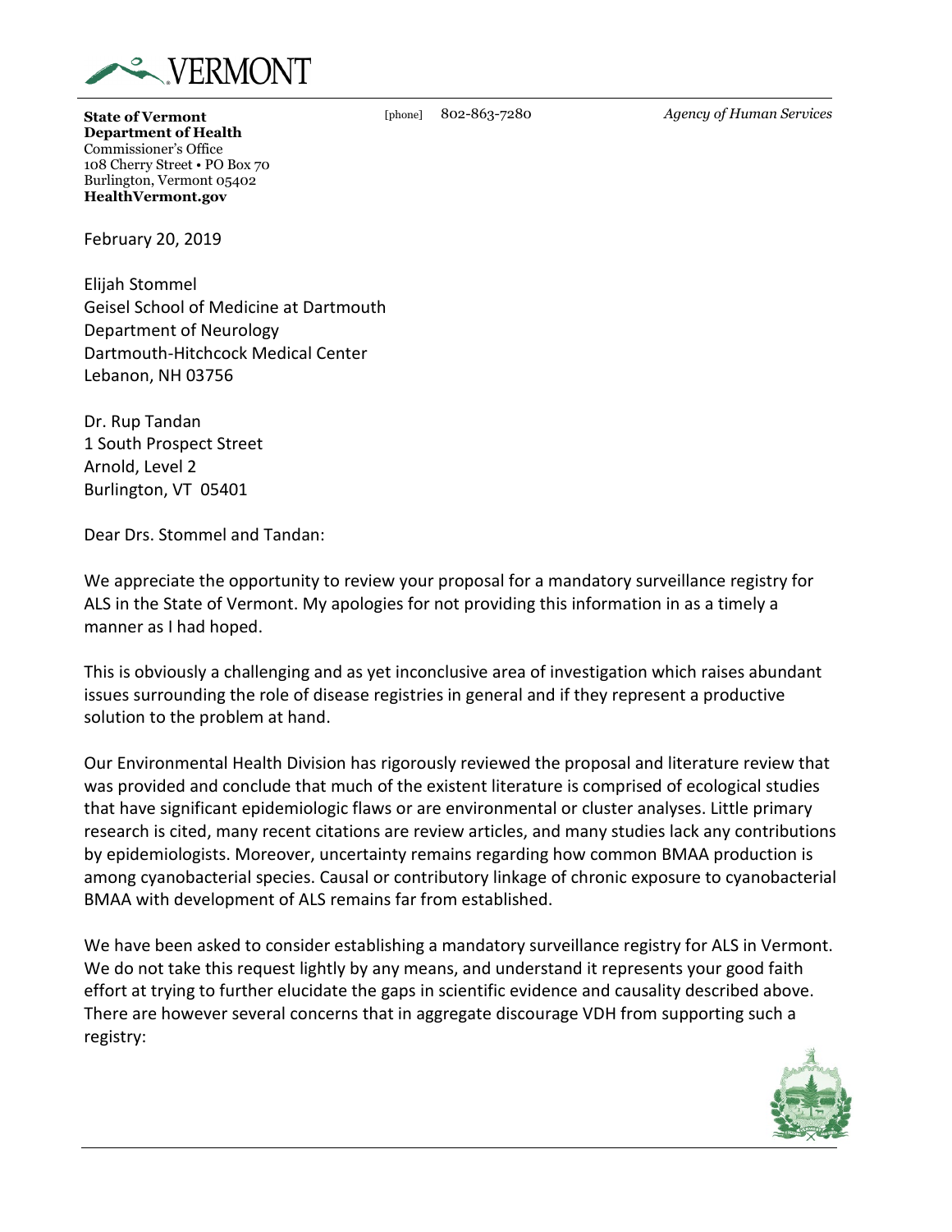VERMONT

**State of Vermont**
**Department of Health**
Commissioner's Office
108 Cherry Street • PO Box 70
Burlington, Vermont 05402
**HealthVermont.gov**

[phone] 802-863-7280

*Agency of Human Services*

February 20, 2019

Elijah Stommel
Geisel School of Medicine at Dartmouth
Department of Neurology
Dartmouth-Hitchcock Medical Center
Lebanon, NH 03756

Dr. Rup Tandan
1 South Prospect Street
Arnold, Level 2
Burlington, VT 05401

Dear Drs. Stommel and Tandan:

We appreciate the opportunity to review your proposal for a mandatory surveillance registry for ALS in the State of Vermont. My apologies for not providing this information in as a timely a manner as I had hoped.

This is obviously a challenging and as yet inconclusive area of investigation which raises abundant issues surrounding the role of disease registries in general and if they represent a productive solution to the problem at hand.

Our Environmental Health Division has rigorously reviewed the proposal and literature review that was provided and conclude that much of the existent literature is comprised of ecological studies that have significant epidemiologic flaws or are environmental or cluster analyses. Little primary research is cited, many recent citations are review articles, and many studies lack any contributions by epidemiologists. Moreover, uncertainty remains regarding how common BMAA production is among cyanobacterial species. Causal or contributory linkage of chronic exposure to cyanobacterial BMAA with development of ALS remains far from established.

We have been asked to consider establishing a mandatory surveillance registry for ALS in Vermont. We do not take this request lightly by any means, and understand it represents your good faith effort at trying to further elucidate the gaps in scientific evidence and causality described above. There are however several concerns that in aggregate discourage VDH from supporting such a registry: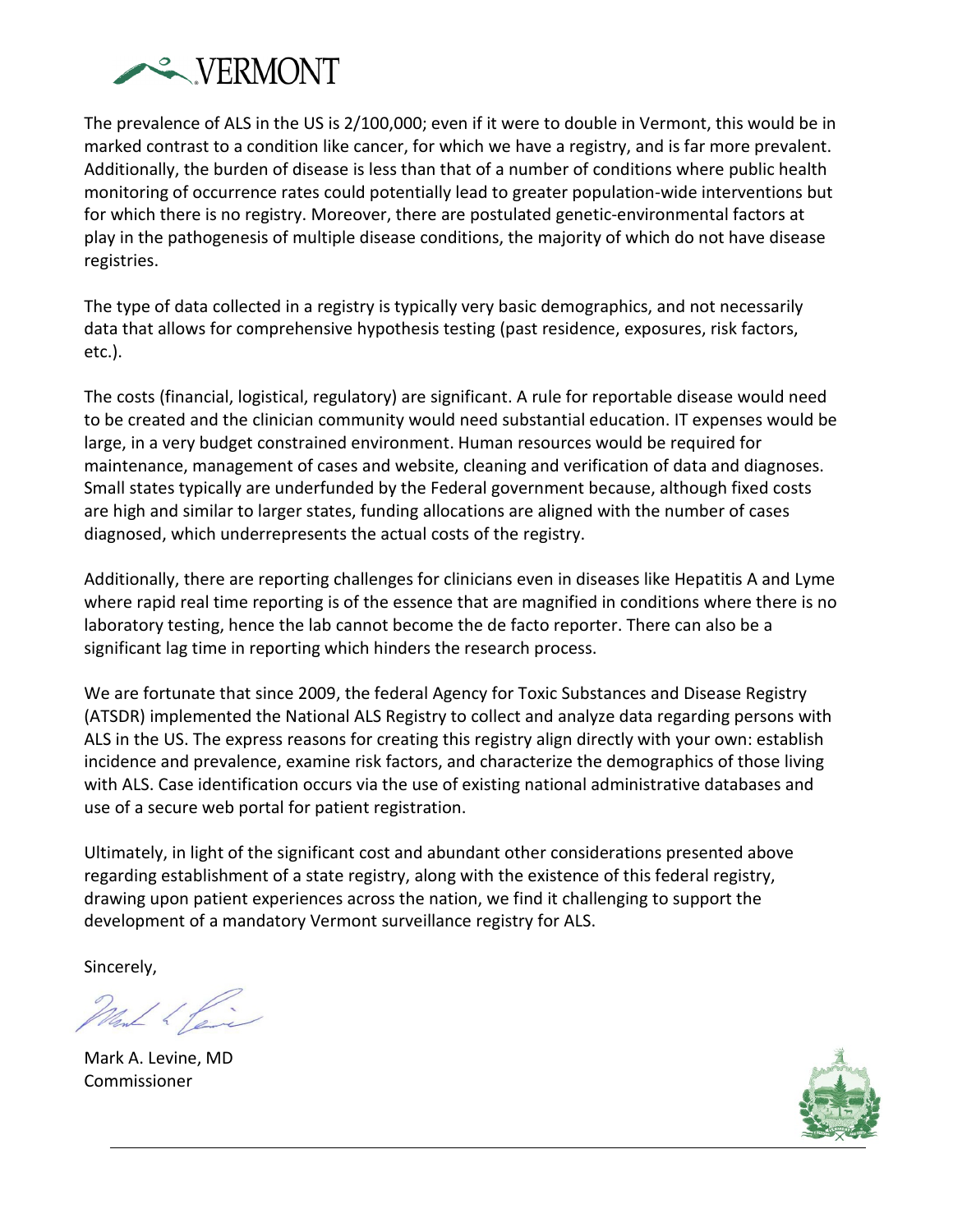The prevalence of ALS in the US is 2/100,000; even if it were to double in Vermont, this would be in marked contrast to a condition like cancer, for which we have a registry, and is far more prevalent. Additionally, the burden of disease is less than that of a number of conditions where public health monitoring of occurrence rates could potentially lead to greater population-wide interventions but for which there is no registry. Moreover, there are postulated genetic-environmental factors at play in the pathogenesis of multiple disease conditions, the majority of which do not have disease registries.

The type of data collected in a registry is typically very basic demographics, and not necessarily data that allows for comprehensive hypothesis testing (past residence, exposures, risk factors, etc.).

The costs (financial, logistical, regulatory) are significant. A rule for reportable disease would need to be created and the clinician community would need substantial education. IT expenses would be large, in a very budget constrained environment. Human resources would be required for maintenance, management of cases and website, cleaning and verification of data and diagnoses. Small states typically are underfunded by the Federal government because, although fixed costs are high and similar to larger states, funding allocations are aligned with the number of cases diagnosed, which underrepresents the actual costs of the registry.

Additionally, there are reporting challenges for clinicians even in diseases like Hepatitis A and Lyme where rapid real time reporting is of the essence that are magnified in conditions where there is no laboratory testing, hence the lab cannot become the de facto reporter. There can also be a significant lag time in reporting which hinders the research process.

We are fortunate that since 2009, the federal Agency for Toxic Substances and Disease Registry (ATSDR) implemented the National ALS Registry to collect and analyze data regarding persons with ALS in the US. The express reasons for creating this registry align directly with your own: establish incidence and prevalence, examine risk factors, and characterize the demographics of those living with ALS. Case identification occurs via the use of existing national administrative databases and use of a secure web portal for patient registration.

Ultimately, in light of the significant cost and abundant other considerations presented above regarding establishment of a state registry, along with the existence of this federal registry, drawing upon patient experiences across the nation, we find it challenging to support the development of a mandatory Vermont surveillance registry for ALS.

Sincerely,

Mark A. Levine, MD
Commissioner